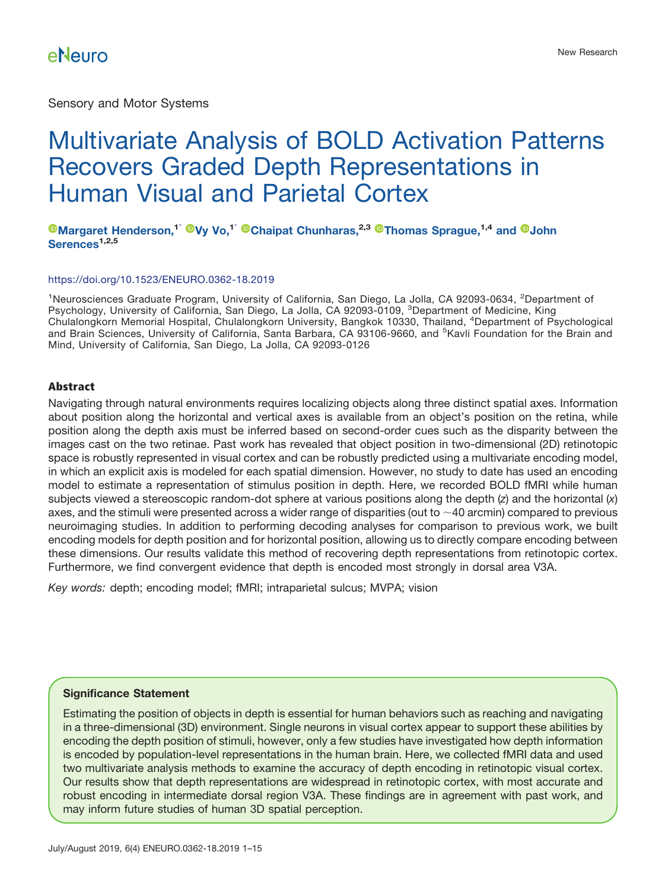Sensory and Motor Systems

# Multivariate Analysis of BOLD Activation Patterns Recovers Graded Depth Representations in Human Visual and Parietal Cortex

**Margaret Henderson,[1*] Vy Vo,[1*] Chaipat Chunharas,[2,3] Thomas Sprague,[1,4] and John Serences[1,2,5]**

https://doi.org/10.1523/ENEURO.0362-18.2019

[1]Neurosciences Graduate Program, University of California, San Diego, La Jolla, CA 92093-0634, [2]Department of Psychology, University of California, San Diego, La Jolla, CA 92093-0109, [3]Department of Medicine, King Chulalongkorn Memorial Hospital, Chulalongkorn University, Bangkok 10330, Thailand, [4]Department of Psychological and Brain Sciences, University of California, Santa Barbara, CA 93106-9660, and [5]Kavli Foundation for the Brain and Mind, University of California, San Diego, La Jolla, CA 92093-0126

## Abstract

Navigating through natural environments requires localizing objects along three distinct spatial axes. Information about position along the horizontal and vertical axes is available from an object's position on the retina, while position along the depth axis must be inferred based on second-order cues such as the disparity between the images cast on the two retinae. Past work has revealed that object position in two-dimensional (2D) retinotopic space is robustly represented in visual cortex and can be robustly predicted using a multivariate encoding model, in which an explicit axis is modeled for each spatial dimension. However, no study to date has used an encoding model to estimate a representation of stimulus position in depth. Here, we recorded BOLD fMRI while human subjects viewed a stereoscopic random-dot sphere at various positions along the depth (*z*) and the horizontal (*x*) axes, and the stimuli were presented across a wider range of disparities (out to ~40 arcmin) compared to previous neuroimaging studies. In addition to performing decoding analyses for comparison to previous work, we built encoding models for depth position and for horizontal position, allowing us to directly compare encoding between these dimensions. Our results validate this method of recovering depth representations from retinotopic cortex. Furthermore, we find convergent evidence that depth is encoded most strongly in dorsal area V3A.

*Key words:* depth; encoding model; fMRI; intraparietal sulcus; MVPA; vision

### Significance Statement

Estimating the position of objects in depth is essential for human behaviors such as reaching and navigating in a three-dimensional (3D) environment. Single neurons in visual cortex appear to support these abilities by encoding the depth position of stimuli, however, only a few studies have investigated how depth information is encoded by population-level representations in the human brain. Here, we collected fMRI data and used two multivariate analysis methods to examine the accuracy of depth encoding in retinotopic visual cortex. Our results show that depth representations are widespread in retinotopic cortex, with most accurate and robust encoding in intermediate dorsal region V3A. These findings are in agreement with past work, and may inform future studies of human 3D spatial perception.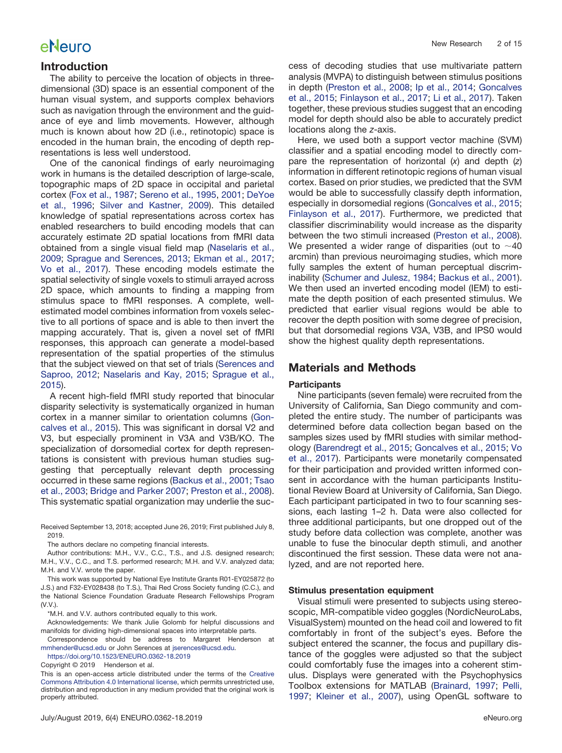## Introduction

The ability to perceive the location of objects in three-dimensional (3D) space is an essential component of the human visual system, and supports complex behaviors such as navigation through the environment and the guidance of eye and limb movements. However, although much is known about how 2D (i.e., retinotopic) space is encoded in the human brain, the encoding of depth representations is less well understood.

One of the canonical findings of early neuroimaging work in humans is the detailed description of large-scale, topographic maps of 2D space in occipital and parietal cortex (Fox et al., 1987; Sereno et al., 1995, 2001; DeYoe et al., 1996; Silver and Kastner, 2009). This detailed knowledge of spatial representations across cortex has enabled researchers to build encoding models that can accurately estimate 2D spatial locations from fMRI data obtained from a single visual field map (Naselaris et al., 2009; Sprague and Serences, 2013; Ekman et al., 2017; Vo et al., 2017). These encoding models estimate the spatial selectivity of single voxels to stimuli arrayed across 2D space, which amounts to finding a mapping from stimulus space to fMRI responses. A complete, well-estimated model combines information from voxels selective to all portions of space and is able to then invert the mapping accurately. That is, given a novel set of fMRI responses, this approach can generate a model-based representation of the spatial properties of the stimulus that the subject viewed on that set of trials (Serences and Saproo, 2012; Naselaris and Kay, 2015; Sprague et al., 2015).

A recent high-field fMRI study reported that binocular disparity selectivity is systematically organized in human cortex in a manner similar to orientation columns (Goncalves et al., 2015). This was significant in dorsal V2 and V3, but especially prominent in V3A and V3B/KO. The specialization of dorsomedial cortex for depth representations is consistent with previous human studies suggesting that perceptually relevant depth processing occurred in these same regions (Backus et al., 2001; Tsao et al., 2003; Bridge and Parker 2007; Preston et al., 2008). This systematic spatial organization may underlie the success of decoding studies that use multivariate pattern analysis (MVPA) to distinguish between stimulus positions in depth (Preston et al., 2008; Ip et al., 2014; Goncalves et al., 2015; Finlayson et al., 2017; Li et al., 2017). Taken together, these previous studies suggest that an encoding model for depth should also be able to accurately predict locations along the *z*-axis.

Here, we used both a support vector machine (SVM) classifier and a spatial encoding model to directly compare the representation of horizontal (*x*) and depth (*z*) information in different retinotopic regions of human visual cortex. Based on prior studies, we predicted that the SVM would be able to successfully classify depth information, especially in dorsomedial regions (Goncalves et al., 2015; Finlayson et al., 2017). Furthermore, we predicted that classifier discriminability would increase as the disparity between the two stimuli increased (Preston et al., 2008). We presented a wider range of disparities (out to ~40 arcmin) than previous neuroimaging studies, which more fully samples the extent of human perceptual discriminability (Schumer and Julesz, 1984; Backus et al., 2001). We then used an inverted encoding model (IEM) to estimate the depth position of each presented stimulus. We predicted that earlier visual regions would be able to recover the depth position with some degree of precision, but that dorsomedial regions V3A, V3B, and IPS0 would show the highest quality depth representations.

## Materials and Methods

### Participants

Nine participants (seven female) were recruited from the University of California, San Diego community and completed the entire study. The number of participants was determined before data collection began based on the samples sizes used by fMRI studies with similar methodology (Barendregt et al., 2015; Goncalves et al., 2015; Vo et al., 2017). Participants were monetarily compensated for their participation and provided written informed consent in accordance with the human participants Institutional Review Board at University of California, San Diego. Each participant participated in two to four scanning sessions, each lasting 1–2 h. Data were also collected for three additional participants, but one dropped out of the study before data collection was complete, another was unable to fuse the binocular depth stimuli, and another discontinued the first session. These data were not analyzed, and are not reported here.

### Stimulus presentation equipment

Visual stimuli were presented to subjects using stereoscopic, MR-compatible video goggles (NordicNeuroLabs, VisualSystem) mounted on the head coil and lowered to fit comfortably in front of the subject's eyes. Before the subject entered the scanner, the focus and pupillary distance of the goggles were adjusted so that the subject could comfortably fuse the images into a coherent stimulus. Displays were generated with the Psychophysics Toolbox extensions for MATLAB (Brainard, 1997; Pelli, 1997; Kleiner et al., 2007), using OpenGL software to

---

Received September 13, 2018; accepted June 26, 2019; First published July 8, 2019.

The authors declare no competing financial interests.

Author contributions: M.H., V.V., C.C., T.S., and J.S. designed research; M.H., V.V., C.C., and T.S. performed research; M.H. and V.V. analyzed data; M.H. and V.V. wrote the paper.

This work was supported by National Eye Institute Grants R01-EY025872 (to J.S.) and F32-EY028438 (to T.S.), Thai Red Cross Society funding (C.C.), and the National Science Foundation Graduate Research Fellowships Program (V.V.).

*M.H. and V.V. authors contributed equally to this work.

Acknowledgements: We thank Julie Golomb for helpful discussions and manifolds for dividing high-dimensional spaces into interpretable parts.

Correspondence should be address to Margaret Henderson at mmhender@ucsd.edu or John Serences at jserences@ucsd.edu.

https://doi.org/10.1523/ENEURO.0362-18.2019

Copyright © 2019 Henderson et al.

This is an open-access article distributed under the terms of the Creative Commons Attribution 4.0 International license, which permits unrestricted use, distribution and reproduction in any medium provided that the original work is properly attributed.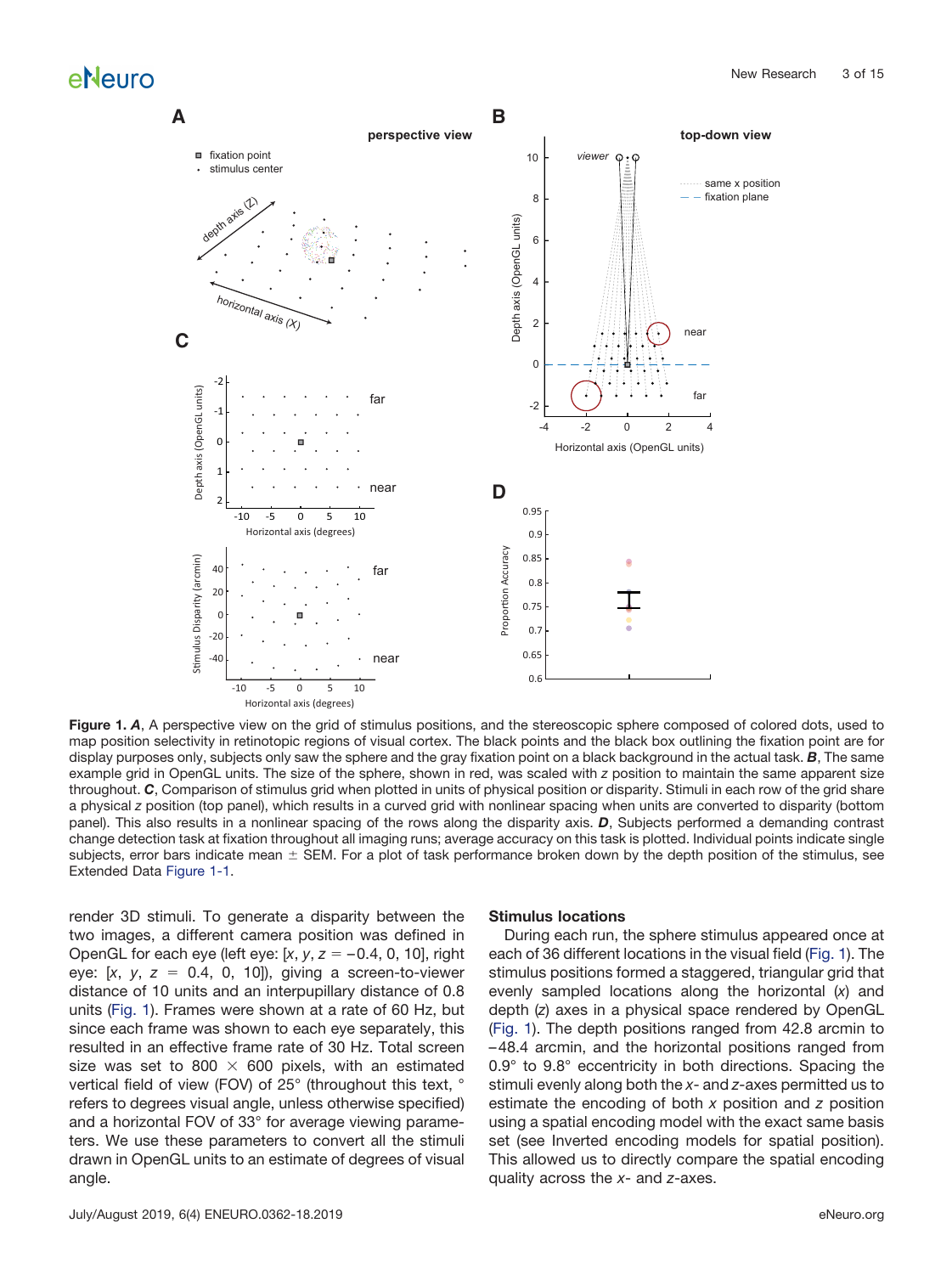**Figure 1.** ***A***, A perspective view on the grid of stimulus positions, and the stereoscopic sphere composed of colored dots, used to map position selectivity in retinotopic regions of visual cortex. The black points and the black box outlining the fixation point are for display purposes only, subjects only saw the sphere and the gray fixation point on a black background in the actual task. ***B***, The same example grid in OpenGL units. The size of the sphere, shown in red, was scaled with *z* position to maintain the same apparent size throughout. ***C***, Comparison of stimulus grid when plotted in units of physical position or disparity. Stimuli in each row of the grid share a physical *z* position (top panel), which results in a curved grid with nonlinear spacing when units are converted to disparity (bottom panel). This also results in a nonlinear spacing of the rows along the disparity axis. ***D***, Subjects performed a demanding contrast change detection task at fixation throughout all imaging runs; average accuracy on this task is plotted. Individual points indicate single subjects, error bars indicate mean ± SEM. For a plot of task performance broken down by the depth position of the stimulus, see Extended Data Figure 1-1.

render 3D stimuli. To generate a disparity between the two images, a different camera position was defined in OpenGL for each eye (left eye: [*x*, *y*, *z* = −0.4, 0, 10], right eye: [*x*, *y*, *z* = 0.4, 0, 10]), giving a screen-to-viewer distance of 10 units and an interpupillary distance of 0.8 units (Fig. 1). Frames were shown at a rate of 60 Hz, but since each frame was shown to each eye separately, this resulted in an effective frame rate of 30 Hz. Total screen size was set to 800 × 600 pixels, with an estimated vertical field of view (FOV) of 25° (throughout this text, ° refers to degrees visual angle, unless otherwise specified) and a horizontal FOV of 33° for average viewing parameters. We use these parameters to convert all the stimuli drawn in OpenGL units to an estimate of degrees of visual angle.

### Stimulus locations

During each run, the sphere stimulus appeared once at each of 36 different locations in the visual field (Fig. 1). The stimulus positions formed a staggered, triangular grid that evenly sampled locations along the horizontal (*x*) and depth (*z*) axes in a physical space rendered by OpenGL (Fig. 1). The depth positions ranged from 42.8 arcmin to −48.4 arcmin, and the horizontal positions ranged from 0.9° to 9.8° eccentricity in both directions. Spacing the stimuli evenly along both the *x*- and *z*-axes permitted us to estimate the encoding of both *x* position and *z* position using a spatial encoding model with the exact same basis set (see Inverted encoding models for spatial position). This allowed us to directly compare the spatial encoding quality across the *x*- and *z*-axes.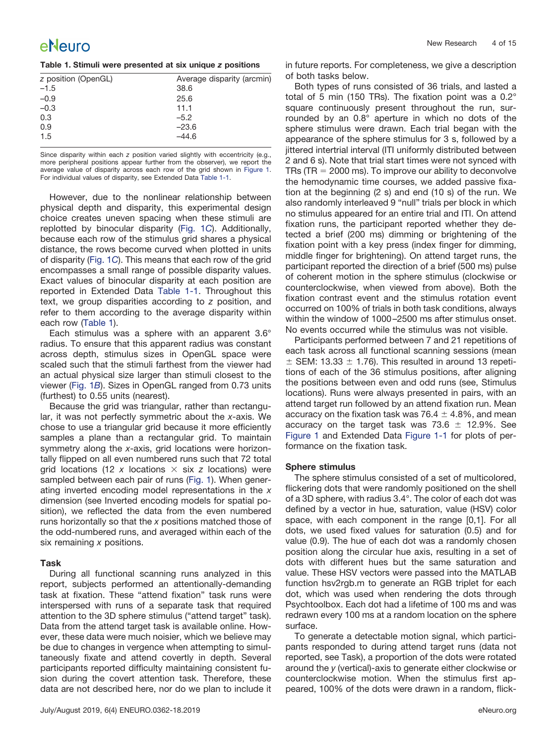**Table 1. Stimuli were presented at six unique *z* positions**

| *z* position (OpenGL) | Average disparity (arcmin) |
| --- | --- |
| −1.5 | 38.6 |
| −0.9 | 25.6 |
| −0.3 | 11.1 |
| 0.3 | −5.2 |
| 0.9 | −23.6 |
| 1.5 | −44.6 |

Since disparity within each *z* position varied slightly with eccentricity (e.g., more peripheral positions appear further from the observer), we report the average value of disparity across each row of the grid shown in Figure 1. For individual values of disparity, see Extended Data Table 1-1.

However, due to the nonlinear relationship between physical depth and disparity, this experimental design choice creates uneven spacing when these stimuli are replotted by binocular disparity (Fig. 1*C*). Additionally, because each row of the stimulus grid shares a physical distance, the rows become curved when plotted in units of disparity (Fig. 1*C*). This means that each row of the grid encompasses a small range of possible disparity values. Exact values of binocular disparity at each position are reported in Extended Data Table 1-1. Throughout this text, we group disparities according to *z* position, and refer to them according to the average disparity within each row (Table 1).

Each stimulus was a sphere with an apparent 3.6° radius. To ensure that this apparent radius was constant across depth, stimulus sizes in OpenGL space were scaled such that the stimuli farthest from the viewer had an actual physical size larger than stimuli closest to the viewer (Fig. 1*B*). Sizes in OpenGL ranged from 0.73 units (furthest) to 0.55 units (nearest).

Because the grid was triangular, rather than rectangular, it was not perfectly symmetric about the *x*-axis. We chose to use a triangular grid because it more efficiently samples a plane than a rectangular grid. To maintain symmetry along the *x*-axis, grid locations were horizontally flipped on all even numbered runs such that 72 total grid locations (12 *x* locations × six *z* locations) were sampled between each pair of runs (Fig. 1). When generating inverted encoding model representations in the *x* dimension (see Inverted encoding models for spatial position), we reflected the data from the even numbered runs horizontally so that the *x* positions matched those of the odd-numbered runs, and averaged within each of the six remaining *x* positions.

### Task

During all functional scanning runs analyzed in this report, subjects performed an attentionally-demanding task at fixation. These "attend fixation" task runs were interspersed with runs of a separate task that required attention to the 3D sphere stimulus ("attend target" task). Data from the attend target task is available online. However, these data were much noisier, which we believe may be due to changes in vergence when attempting to simultaneously fixate and attend covertly in depth. Several participants reported difficulty maintaining consistent fusion during the covert attention task. Therefore, these data are not described here, nor do we plan to include it in future reports. For completeness, we give a description of both tasks below.

Both types of runs consisted of 36 trials, and lasted a total of 5 min (150 TRs). The fixation point was a 0.2° square continuously present throughout the run, surrounded by an 0.8° aperture in which no dots of the sphere stimulus were drawn. Each trial began with the appearance of the sphere stimulus for 3 s, followed by a jittered intertrial interval (ITI uniformly distributed between 2 and 6 s). Note that trial start times were not synced with TRs (TR = 2000 ms). To improve our ability to deconvolve the hemodynamic time courses, we added passive fixation at the beginning (2 s) and end (10 s) of the run. We also randomly interleaved 9 "null" trials per block in which no stimulus appeared for an entire trial and ITI. On attend fixation runs, the participant reported whether they detected a brief (200 ms) dimming or brightening of the fixation point with a key press (index finger for dimming, middle finger for brightening). On attend target runs, the participant reported the direction of a brief (500 ms) pulse of coherent motion in the sphere stimulus (clockwise or counterclockwise, when viewed from above). Both the fixation contrast event and the stimulus rotation event occurred on 100% of trials in both task conditions, always within the window of 1000–2500 ms after stimulus onset. No events occurred while the stimulus was not visible.

Participants performed between 7 and 21 repetitions of each task across all functional scanning sessions (mean ± SEM: 13.33 ± 1.76). This resulted in around 13 repetitions of each of the 36 stimulus positions, after aligning the positions between even and odd runs (see, Stimulus locations). Runs were always presented in pairs, with an attend target run followed by an attend fixation run. Mean accuracy on the fixation task was 76.4 ± 4.8%, and mean accuracy on the target task was 73.6 ± 12.9%. See Figure 1 and Extended Data Figure 1-1 for plots of performance on the fixation task.

### Sphere stimulus

The sphere stimulus consisted of a set of multicolored, flickering dots that were randomly positioned on the shell of a 3D sphere, with radius 3.4°. The color of each dot was defined by a vector in hue, saturation, value (HSV) color space, with each component in the range [0,1]. For all dots, we used fixed values for saturation (0.5) and for value (0.9). The hue of each dot was a randomly chosen position along the circular hue axis, resulting in a set of dots with different hues but the same saturation and value. These HSV vectors were passed into the MATLAB function hsv2rgb.m to generate an RGB triplet for each dot, which was used when rendering the dots through Psychtoolbox. Each dot had a lifetime of 100 ms and was redrawn every 100 ms at a random location on the sphere surface.

To generate a detectable motion signal, which participants responded to during attend target runs (data not reported, see Task), a proportion of the dots were rotated around the *y* (vertical)-axis to generate either clockwise or counterclockwise motion. When the stimulus first appeared, 100% of the dots were drawn in a random, flick-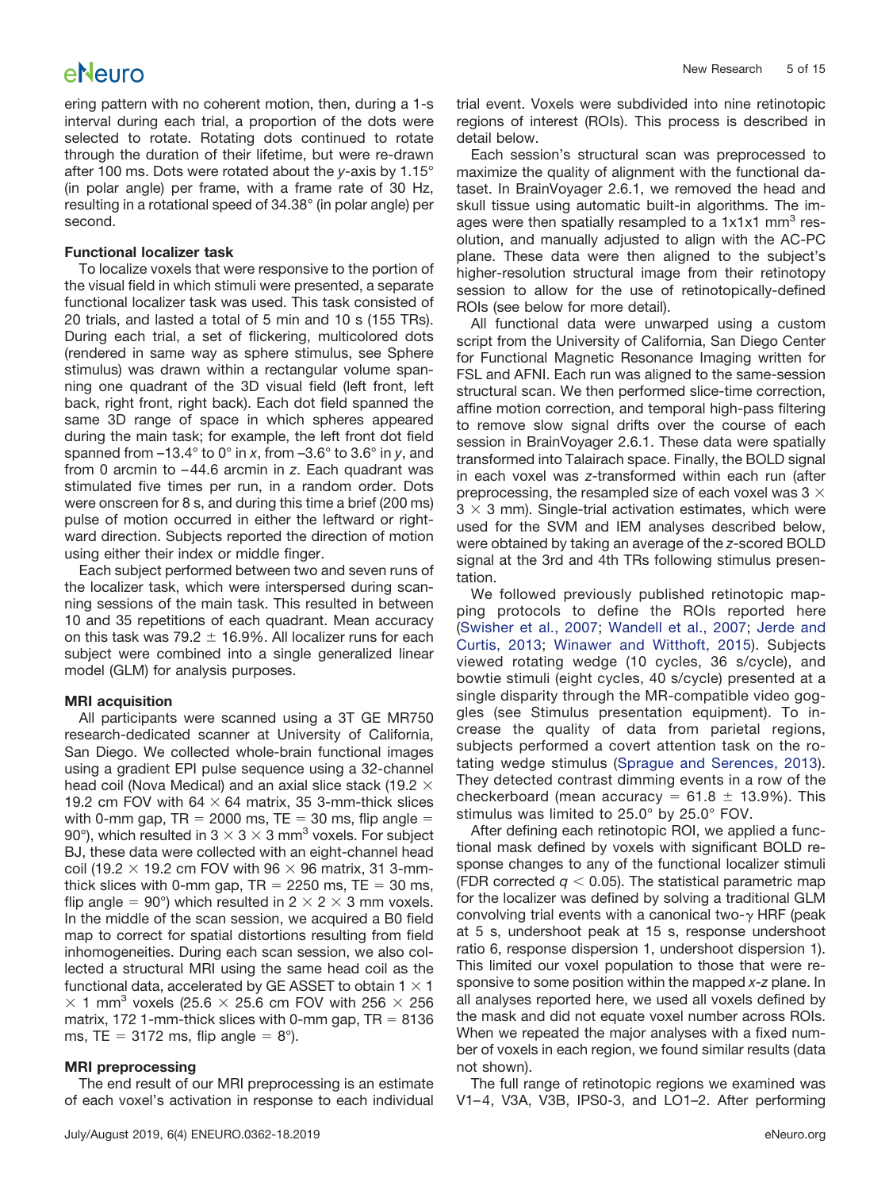ering pattern with no coherent motion, then, during a 1-s interval during each trial, a proportion of the dots were selected to rotate. Rotating dots continued to rotate through the duration of their lifetime, but were re-drawn after 100 ms. Dots were rotated about the *y*-axis by 1.15° (in polar angle) per frame, with a frame rate of 30 Hz, resulting in a rotational speed of 34.38° (in polar angle) per second.

### Functional localizer task

To localize voxels that were responsive to the portion of the visual field in which stimuli were presented, a separate functional localizer task was used. This task consisted of 20 trials, and lasted a total of 5 min and 10 s (155 TRs). During each trial, a set of flickering, multicolored dots (rendered in same way as sphere stimulus, see Sphere stimulus) was drawn within a rectangular volume spanning one quadrant of the 3D visual field (left front, left back, right front, right back). Each dot field spanned the same 3D range of space in which spheres appeared during the main task; for example, the left front dot field spanned from –13.4° to 0° in *x*, from –3.6° to 3.6° in *y*, and from 0 arcmin to −44.6 arcmin in *z*. Each quadrant was stimulated five times per run, in a random order. Dots were onscreen for 8 s, and during this time a brief (200 ms) pulse of motion occurred in either the leftward or rightward direction. Subjects reported the direction of motion using either their index or middle finger.

Each subject performed between two and seven runs of the localizer task, which were interspersed during scanning sessions of the main task. This resulted in between 10 and 35 repetitions of each quadrant. Mean accuracy on this task was 79.2 ± 16.9%. All localizer runs for each subject were combined into a single generalized linear model (GLM) for analysis purposes.

### MRI acquisition

All participants were scanned using a 3T GE MR750 research-dedicated scanner at University of California, San Diego. We collected whole-brain functional images using a gradient EPI pulse sequence using a 32-channel head coil (Nova Medical) and an axial slice stack (19.2 × 19.2 cm FOV with 64 × 64 matrix, 35 3-mm-thick slices with 0-mm gap, TR = 2000 ms, TE = 30 ms, flip angle = 90°), which resulted in 3 × 3 × 3 mm$^3$ voxels. For subject BJ, these data were collected with an eight-channel head coil (19.2 × 19.2 cm FOV with 96 × 96 matrix, 31 3-mm-thick slices with 0-mm gap, TR = 2250 ms, TE = 30 ms, flip angle = 90°) which resulted in 2 × 2 × 3 mm voxels. In the middle of the scan session, we acquired a B0 field map to correct for spatial distortions resulting from field inhomogeneities. During each scan session, we also collected a structural MRI using the same head coil as the functional data, accelerated by GE ASSET to obtain 1 × 1 × 1 mm$^3$ voxels (25.6 × 25.6 cm FOV with 256 × 256 matrix, 172 1-mm-thick slices with 0-mm gap, TR = 8136 ms, TE = 3172 ms, flip angle = 8°).

### MRI preprocessing

The end result of our MRI preprocessing is an estimate of each voxel's activation in response to each individual trial event. Voxels were subdivided into nine retinotopic regions of interest (ROIs). This process is described in detail below.

Each session's structural scan was preprocessed to maximize the quality of alignment with the functional dataset. In BrainVoyager 2.6.1, we removed the head and skull tissue using automatic built-in algorithms. The images were then spatially resampled to a 1x1x1 mm$^3$ resolution, and manually adjusted to align with the AC-PC plane. These data were then aligned to the subject's higher-resolution structural image from their retinotopy session to allow for the use of retinotopically-defined ROIs (see below for more detail).

All functional data were unwarped using a custom script from the University of California, San Diego Center for Functional Magnetic Resonance Imaging written for FSL and AFNI. Each run was aligned to the same-session structural scan. We then performed slice-time correction, affine motion correction, and temporal high-pass filtering to remove slow signal drifts over the course of each session in BrainVoyager 2.6.1. These data were spatially transformed into Talairach space. Finally, the BOLD signal in each voxel was *z*-transformed within each run (after preprocessing, the resampled size of each voxel was 3 × 3 × 3 mm). Single-trial activation estimates, which were used for the SVM and IEM analyses described below, were obtained by taking an average of the *z*-scored BOLD signal at the 3rd and 4th TRs following stimulus presentation.

We followed previously published retinotopic mapping protocols to define the ROIs reported here (Swisher et al., 2007; Wandell et al., 2007; Jerde and Curtis, 2013; Winawer and Witthoft, 2015). Subjects viewed rotating wedge (10 cycles, 36 s/cycle), and bowtie stimuli (eight cycles, 40 s/cycle) presented at a single disparity through the MR-compatible video goggles (see Stimulus presentation equipment). To increase the quality of data from parietal regions, subjects performed a covert attention task on the rotating wedge stimulus (Sprague and Serences, 2013). They detected contrast dimming events in a row of the checkerboard (mean accuracy = 61.8 ± 13.9%). This stimulus was limited to 25.0° by 25.0° FOV.

After defining each retinotopic ROI, we applied a functional mask defined by voxels with significant BOLD response changes to any of the functional localizer stimuli (FDR corrected $q < 0.05$). The statistical parametric map for the localizer was defined by solving a traditional GLM convolving trial events with a canonical two-$\gamma$ HRF (peak at 5 s, undershoot peak at 15 s, response undershoot ratio 6, response dispersion 1, undershoot dispersion 1). This limited our voxel population to those that were responsive to some position within the mapped *x*-*z* plane. In all analyses reported here, we used all voxels defined by the mask and did not equate voxel number across ROIs. When we repeated the major analyses with a fixed number of voxels in each region, we found similar results (data not shown).

The full range of retinotopic regions we examined was V1–4, V3A, V3B, IPS0-3, and LO1–2. After performing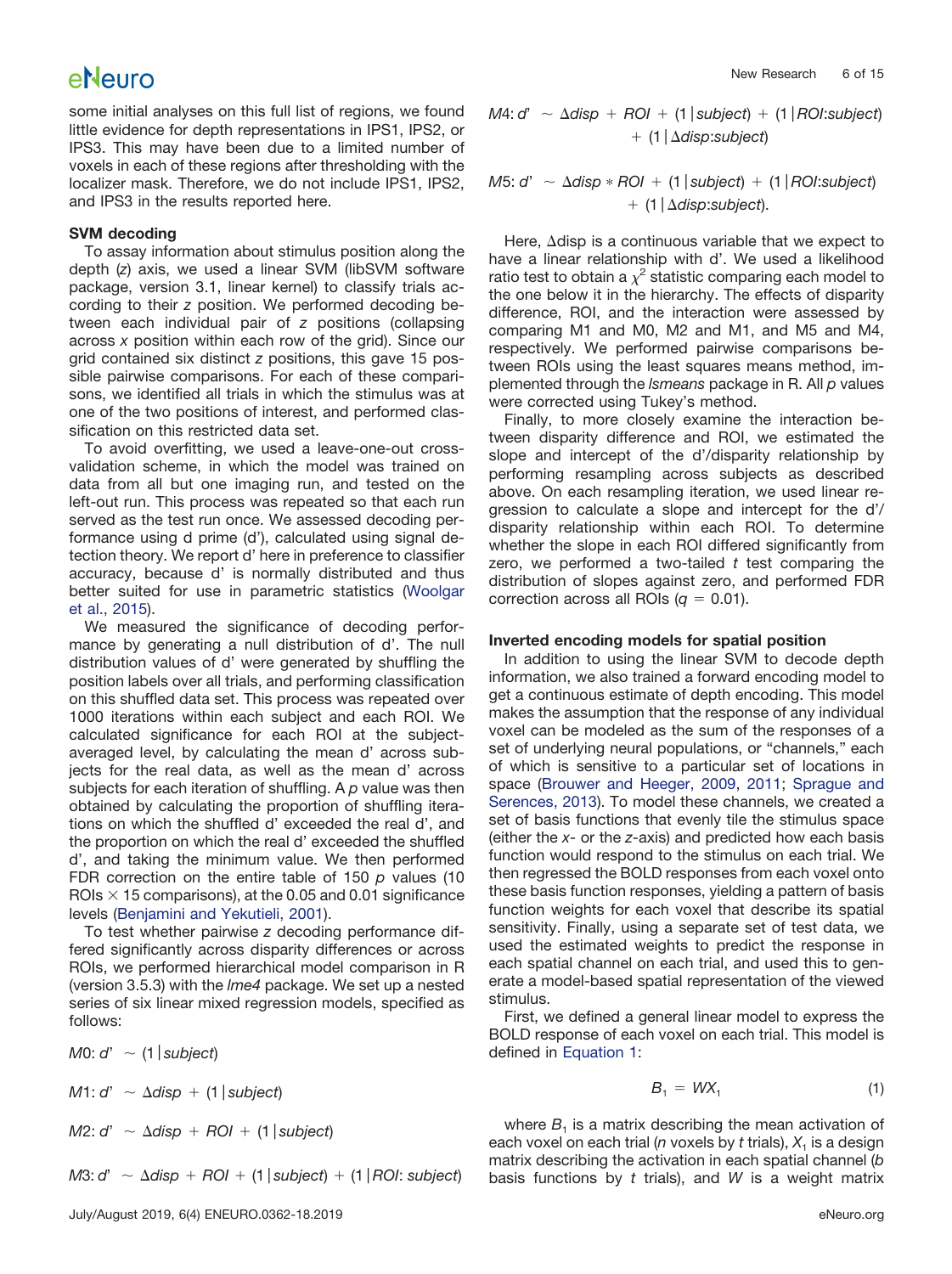some initial analyses on this full list of regions, we found little evidence for depth representations in IPS1, IPS2, or IPS3. This may have been due to a limited number of voxels in each of these regions after thresholding with the localizer mask. Therefore, we do not include IPS1, IPS2, and IPS3 in the results reported here.

### SVM decoding

To assay information about stimulus position along the depth (*z*) axis, we used a linear SVM (libSVM software package, version 3.1, linear kernel) to classify trials according to their *z* position. We performed decoding between each individual pair of *z* positions (collapsing across *x* position within each row of the grid). Since our grid contained six distinct *z* positions, this gave 15 possible pairwise comparisons. For each of these comparisons, we identified all trials in which the stimulus was at one of the two positions of interest, and performed classification on this restricted data set.

To avoid overfitting, we used a leave-one-out cross-validation scheme, in which the model was trained on data from all but one imaging run, and tested on the left-out run. This process was repeated so that each run served as the test run once. We assessed decoding performance using d prime (d'), calculated using signal detection theory. We report d' here in preference to classifier accuracy, because d' is normally distributed and thus better suited for use in parametric statistics (Woolgar et al., 2015).

We measured the significance of decoding performance by generating a null distribution of d'. The null distribution values of d' were generated by shuffling the position labels over all trials, and performing classification on this shuffled data set. This process was repeated over 1000 iterations within each subject and each ROI. We calculated significance for each ROI at the subject-averaged level, by calculating the mean d' across subjects for the real data, as well as the mean d' across subjects for each iteration of shuffling. A *p* value was then obtained by calculating the proportion of shuffling iterations on which the shuffled d' exceeded the real d', and the proportion on which the real d' exceeded the shuffled d', and taking the minimum value. We then performed FDR correction on the entire table of 150 *p* values (10 ROIs × 15 comparisons), at the 0.05 and 0.01 significance levels (Benjamini and Yekutieli, 2001).

To test whether pairwise *z* decoding performance differed significantly across disparity differences or across ROIs, we performed hierarchical model comparison in R (version 3.5.3) with the *lme4* package. We set up a nested series of six linear mixed regression models, specified as follows:

$$M0\text{: } d' \sim (1|subject)$$

$$M1\text{: } d' \sim \Delta disp + (1|subject)$$

$$M2\text{: } d' \sim \Delta disp + ROI + (1|subject)$$

$$M3\text{: } d' \sim \Delta disp + ROI + (1|subject) + (1|ROI\text{:}subject)$$

$$M4\text{: } d' \sim \Delta disp + ROI + (1|subject) + (1|ROI\text{:}subject) + (1|\Delta disp\text{:}subject)$$

$$M5\text{: } d' \sim \Delta disp * ROI + (1|subject) + (1|ROI\text{:}subject) + (1|\Delta disp\text{:}subject).$$

Here, Δdisp is a continuous variable that we expect to have a linear relationship with d'. We used a likelihood ratio test to obtain a $\chi^2$ statistic comparing each model to the one below it in the hierarchy. The effects of disparity difference, ROI, and the interaction were assessed by comparing M1 and M0, M2 and M1, and M5 and M4, respectively. We performed pairwise comparisons between ROIs using the least squares means method, implemented through the *lsmeans* package in R. All *p* values were corrected using Tukey's method.

Finally, to more closely examine the interaction between disparity difference and ROI, we estimated the slope and intercept of the d'/disparity relationship by performing resampling across subjects as described above. On each resampling iteration, we used linear regression to calculate a slope and intercept for the d'/disparity relationship within each ROI. To determine whether the slope in each ROI differed significantly from zero, we performed a two-tailed *t* test comparing the distribution of slopes against zero, and performed FDR correction across all ROIs ($q = 0.01$).

### Inverted encoding models for spatial position

In addition to using the linear SVM to decode depth information, we also trained a forward encoding model to get a continuous estimate of depth encoding. This model makes the assumption that the response of any individual voxel can be modeled as the sum of the responses of a set of underlying neural populations, or "channels," each of which is sensitive to a particular set of locations in space (Brouwer and Heeger, 2009, 2011; Sprague and Serences, 2013). To model these channels, we created a set of basis functions that evenly tile the stimulus space (either the *x*- or the *z*-axis) and predicted how each basis function would respond to the stimulus on each trial. We then regressed the BOLD responses from each voxel onto these basis function responses, yielding a pattern of basis function weights for each voxel that describe its spatial sensitivity. Finally, using a separate set of test data, we used the estimated weights to predict the response in each spatial channel on each trial, and used this to generate a model-based spatial representation of the viewed stimulus.

First, we defined a general linear model to express the BOLD response of each voxel on each trial. This model is defined in Equation 1:

$$B_1 = WX_1 \tag{1}$$

where $B_1$ is a matrix describing the mean activation of each voxel on each trial (*n* voxels by *t* trials), $X_1$ is a design matrix describing the activation in each spatial channel (*b* basis functions by *t* trials), and *W* is a weight matrix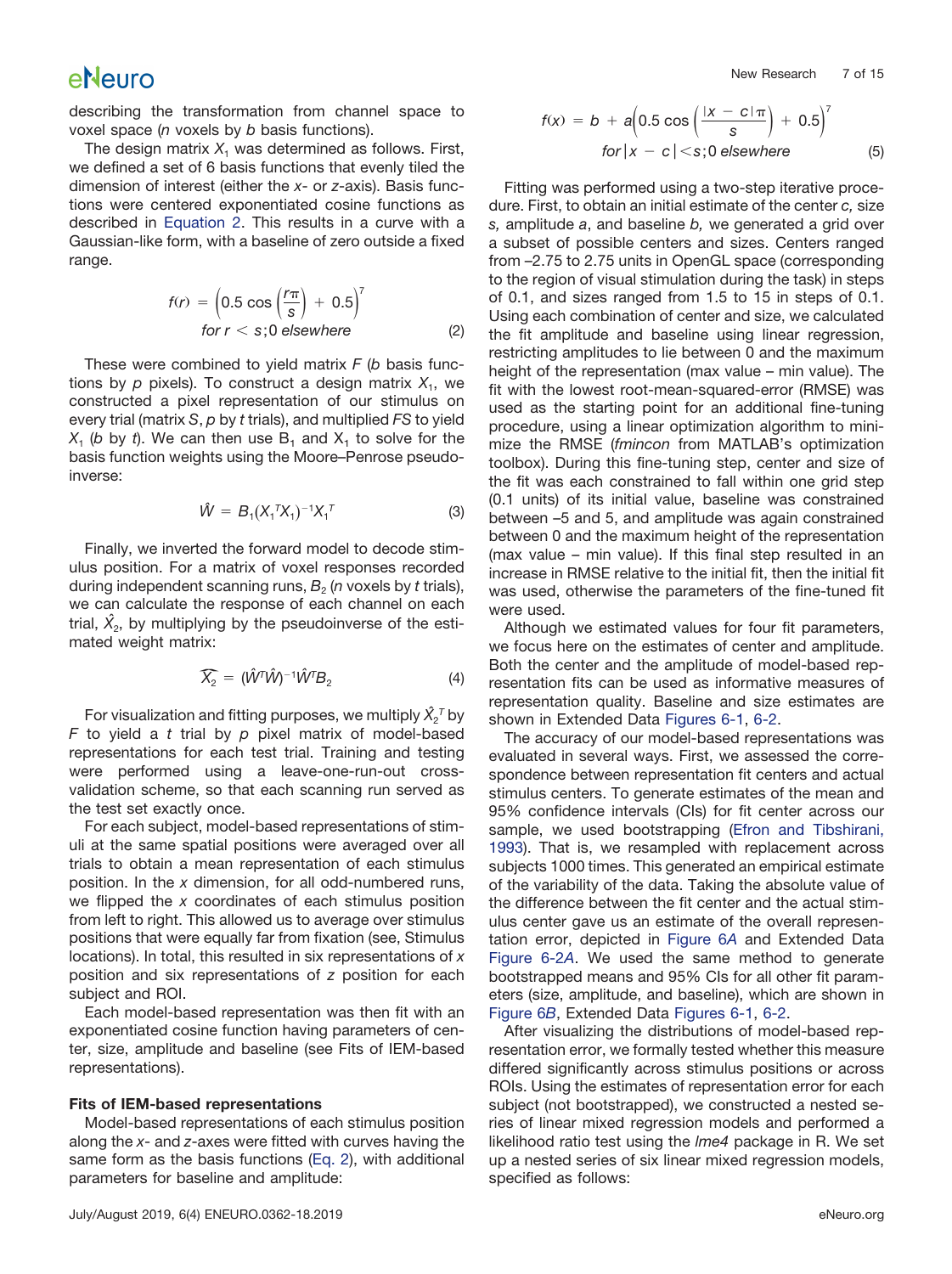describing the transformation from channel space to voxel space ($n$ voxels by $b$ basis functions).

The design matrix $X_1$ was determined as follows. First, we defined a set of 6 basis functions that evenly tiled the dimension of interest (either the $x$- or $z$-axis). Basis functions were centered exponentiated cosine functions as described in Equation 2. This results in a curve with a Gaussian-like form, with a baseline of zero outside a fixed range.

$$f(r) = \left(0.5\cos\left(\frac{r\pi}{s}\right) + 0.5\right)^7 \quad \text{for } r < s; 0 \text{ elsewhere} \tag{2}$$

These were combined to yield matrix $F$ ($b$ basis functions by $p$ pixels). To construct a design matrix $X_1$, we constructed a pixel representation of our stimulus on every trial (matrix $S$, $p$ by $t$ trials), and multiplied $FS$ to yield $X_1$ ($b$ by $t$). We can then use $B_1$ and $X_1$ to solve for the basis function weights using the Moore–Penrose pseudoinverse:

$$\hat{W} = B_1(X_1^T X_1)^{-1} X_1^T \tag{3}$$

Finally, we inverted the forward model to decode stimulus position. For a matrix of voxel responses recorded during independent scanning runs, $B_2$ ($n$ voxels by $t$ trials), we can calculate the response of each channel on each trial, $\hat{X}_2$, by multiplying by the pseudoinverse of the estimated weight matrix:

$$\widehat{X_2} = (\hat{W}^T\hat{W})^{-1}\hat{W}^T B_2 \tag{4}$$

For visualization and fitting purposes, we multiply $\hat{X}_2^T$ by $F$ to yield a $t$ trial by $p$ pixel matrix of model-based representations for each test trial. Training and testing were performed using a leave-one-run-out cross-validation scheme, so that each scanning run served as the test set exactly once.

For each subject, model-based representations of stimuli at the same spatial positions were averaged over all trials to obtain a mean representation of each stimulus position. In the $x$ dimension, for all odd-numbered runs, we flipped the $x$ coordinates of each stimulus position from left to right. This allowed us to average over stimulus positions that were equally far from fixation (see, Stimulus locations). In total, this resulted in six representations of $x$ position and six representations of $z$ position for each subject and ROI.

Each model-based representation was then fit with an exponentiated cosine function having parameters of center, size, amplitude and baseline (see Fits of IEM-based representations).

### Fits of IEM-based representations

Model-based representations of each stimulus position along the $x$- and $z$-axes were fitted with curves having the same form as the basis functions (Eq. 2), with additional parameters for baseline and amplitude:

$$f(x) = b + a\left(0.5\cos\left(\frac{|x - c|\pi}{s}\right) + 0.5\right)^7 \quad \text{for } |x - c| < s; 0 \text{ elsewhere} \tag{5}$$

Fitting was performed using a two-step iterative procedure. First, to obtain an initial estimate of the center $c$, size $s$, amplitude $a$, and baseline $b$, we generated a grid over a subset of possible centers and sizes. Centers ranged from –2.75 to 2.75 units in OpenGL space (corresponding to the region of visual stimulation during the task) in steps of 0.1, and sizes ranged from 1.5 to 15 in steps of 0.1. Using each combination of center and size, we calculated the fit amplitude and baseline using linear regression, restricting amplitudes to lie between 0 and the maximum height of the representation (max value – min value). The fit with the lowest root-mean-squared-error (RMSE) was used as the starting point for an additional fine-tuning procedure, using a linear optimization algorithm to minimize the RMSE (*fmincon* from MATLAB's optimization toolbox). During this fine-tuning step, center and size of the fit was each constrained to fall within one grid step (0.1 units) of its initial value, baseline was constrained between –5 and 5, and amplitude was again constrained between 0 and the maximum height of the representation (max value – min value). If this final step resulted in an increase in RMSE relative to the initial fit, then the initial fit was used, otherwise the parameters of the fine-tuned fit were used.

Although we estimated values for four fit parameters, we focus here on the estimates of center and amplitude. Both the center and the amplitude of model-based representation fits can be used as informative measures of representation quality. Baseline and size estimates are shown in Extended Data Figures 6-1, 6-2.

The accuracy of our model-based representations was evaluated in several ways. First, we assessed the correspondence between representation fit centers and actual stimulus centers. To generate estimates of the mean and 95% confidence intervals (CIs) for fit center across our sample, we used bootstrapping (Efron and Tibshirani, 1993). That is, we resampled with replacement across subjects 1000 times. This generated an empirical estimate of the variability of the data. Taking the absolute value of the difference between the fit center and the actual stimulus center gave us an estimate of the overall representation error, depicted in Figure 6*A* and Extended Data Figure 6-2*A*. We used the same method to generate bootstrapped means and 95% CIs for all other fit parameters (size, amplitude, and baseline), which are shown in Figure 6*B*, Extended Data Figures 6-1, 6-2.

After visualizing the distributions of model-based representation error, we formally tested whether this measure differed significantly across stimulus positions or across ROIs. Using the estimates of representation error for each subject (not bootstrapped), we constructed a nested series of linear mixed regression models and performed a likelihood ratio test using the *lme4* package in R. We set up a nested series of six linear mixed regression models, specified as follows: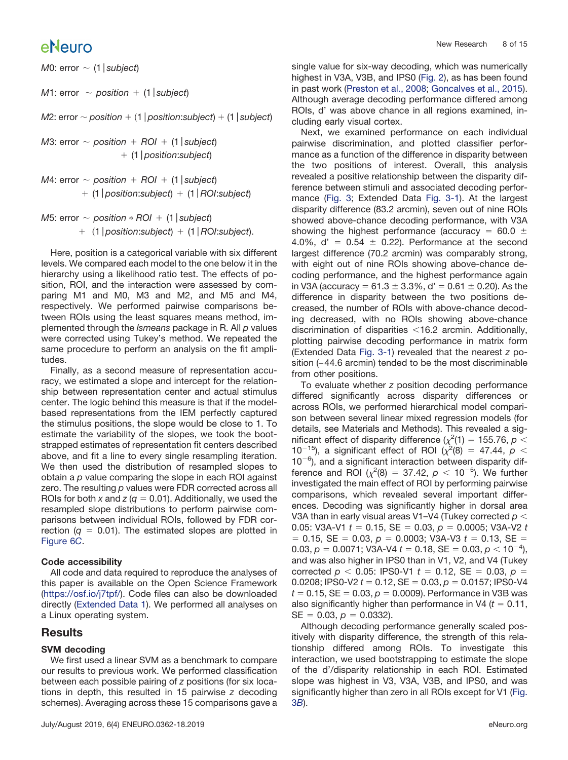$M0$: error $\sim$ (1 | *subject*)

$M1$: error $\sim$ *position* + (1 | *subject*)

$M2$: error $\sim$ *position* + (1 | *position*:*subject*) + (1 | *subject*)

$M3$: error $\sim$ *position* + *ROI* + (1 | *subject*) + (1 | *position*:*subject*)

$M4$: error $\sim$ *position* + *ROI* + (1 | *subject*) + (1 | *position*:*subject*) + (1 | *ROI*:*subject*)

$M5$: error $\sim$ *position* $*$ *ROI* + (1 | *subject*) + (1 | *position*:*subject*) + (1 | *ROI*:*subject*).

Here, position is a categorical variable with six different levels. We compared each model to the one below it in the hierarchy using a likelihood ratio test. The effects of position, ROI, and the interaction were assessed by comparing M1 and M0, M3 and M2, and M5 and M4, respectively. We performed pairwise comparisons between ROIs using the least squares means method, implemented through the *lsmeans* package in R. All *p* values were corrected using Tukey's method. We repeated the same procedure to perform an analysis on the fit amplitudes.

Finally, as a second measure of representation accuracy, we estimated a slope and intercept for the relationship between representation center and actual stimulus center. The logic behind this measure is that if the model-based representations from the IEM perfectly captured the stimulus positions, the slope would be close to 1. To estimate the variability of the slopes, we took the bootstrapped estimates of representation fit centers described above, and fit a line to every single resampling iteration. We then used the distribution of resampled slopes to obtain a *p* value comparing the slope in each ROI against zero. The resulting *p* values were FDR corrected across all ROIs for both *x* and *z* ($q = 0.01$). Additionally, we used the resampled slope distributions to perform pairwise comparisons between individual ROIs, followed by FDR correction ($q = 0.01$). The estimated slopes are plotted in Figure 6*C*.

### Code accessibility

All code and data required to reproduce the analyses of this paper is available on the Open Science Framework (https://osf.io/j7tpf/). Code files can also be downloaded directly (Extended Data 1). We performed all analyses on a Linux operating system.

## Results

### SVM decoding

We first used a linear SVM as a benchmark to compare our results to previous work. We performed classification between each possible pairing of *z* positions (for six locations in depth, this resulted in 15 pairwise *z* decoding schemes). Averaging across these 15 comparisons gave a single value for six-way decoding, which was numerically highest in V3A, V3B, and IPS0 (Fig. 2), as has been found in past work (Preston et al., 2008; Goncalves et al., 2015). Although average decoding performance differed among ROIs, d' was above chance in all regions examined, including early visual cortex.

Next, we examined performance on each individual pairwise discrimination, and plotted classifier performance as a function of the difference in disparity between the two positions of interest. Overall, this analysis revealed a positive relationship between the disparity difference between stimuli and associated decoding performance (Fig. 3; Extended Data Fig. 3-1). At the largest disparity difference (83.2 arcmin), seven out of nine ROIs showed above-chance decoding performance, with V3A showing the highest performance (accuracy = 60.0 ± 4.0%, d' = 0.54 ± 0.22). Performance at the second largest difference (70.2 arcmin) was comparably strong, with eight out of nine ROIs showing above-chance decoding performance, and the highest performance again in V3A (accuracy = 61.3 ± 3.3%, d' = 0.61 ± 0.20). As the difference in disparity between the two positions decreased, the number of ROIs with above-chance decoding decreased, with no ROIs showing above-chance discrimination of disparities <16.2 arcmin. Additionally, plotting pairwise decoding performance in matrix form (Extended Data Fig. 3-1) revealed that the nearest *z* position (−44.6 arcmin) tended to be the most discriminable from other positions.

To evaluate whether *z* position decoding performance differed significantly across disparity differences or across ROIs, we performed hierarchical model comparison between several linear mixed regression models (for details, see Materials and Methods). This revealed a significant effect of disparity difference ($\chi^2(1) = 155.76$, $p < 10^{-15}$), a significant effect of ROI ($\chi^2(8) = 47.44$, $p < 10^{-6}$), and a significant interaction between disparity difference and ROI ($\chi^2(8) = 37.42$, $p < 10^{-5}$). We further investigated the main effect of ROI by performing pairwise comparisons, which revealed several important differences. Decoding was significantly higher in dorsal area V3A than in early visual areas V1–V4 (Tukey corrected $p < 0.05$: V3A-V1 $t = 0.15$, SE = 0.03, $p = 0.0005$; V3A-V2 $t = 0.15$, SE = 0.03, $p = 0.0003$; V3A-V3 $t = 0.13$, SE = 0.03, $p = 0.0071$; V3A-V4 $t = 0.18$, SE = 0.03, $p < 10^{-4}$), and was also higher in IPS0 than in V1, V2, and V4 (Tukey corrected $p < 0.05$: IPS0-V1 $t = 0.12$, SE = 0.03, $p = 0.0208$; IPS0-V2 $t = 0.12$, SE = 0.03, $p = 0.0157$; IPS0-V4 $t = 0.15$, SE = 0.03, $p = 0.0009$). Performance in V3B was also significantly higher than performance in V4 ($t = 0.11$, SE = 0.03, $p = 0.0332$).

Although decoding performance generally scaled positively with disparity difference, the strength of this relationship differed among ROIs. To investigate this interaction, we used bootstrapping to estimate the slope of the d'/disparity relationship in each ROI. Estimated slope was highest in V3, V3A, V3B, and IPS0, and was significantly higher than zero in all ROIs except for V1 (Fig. 3*B*).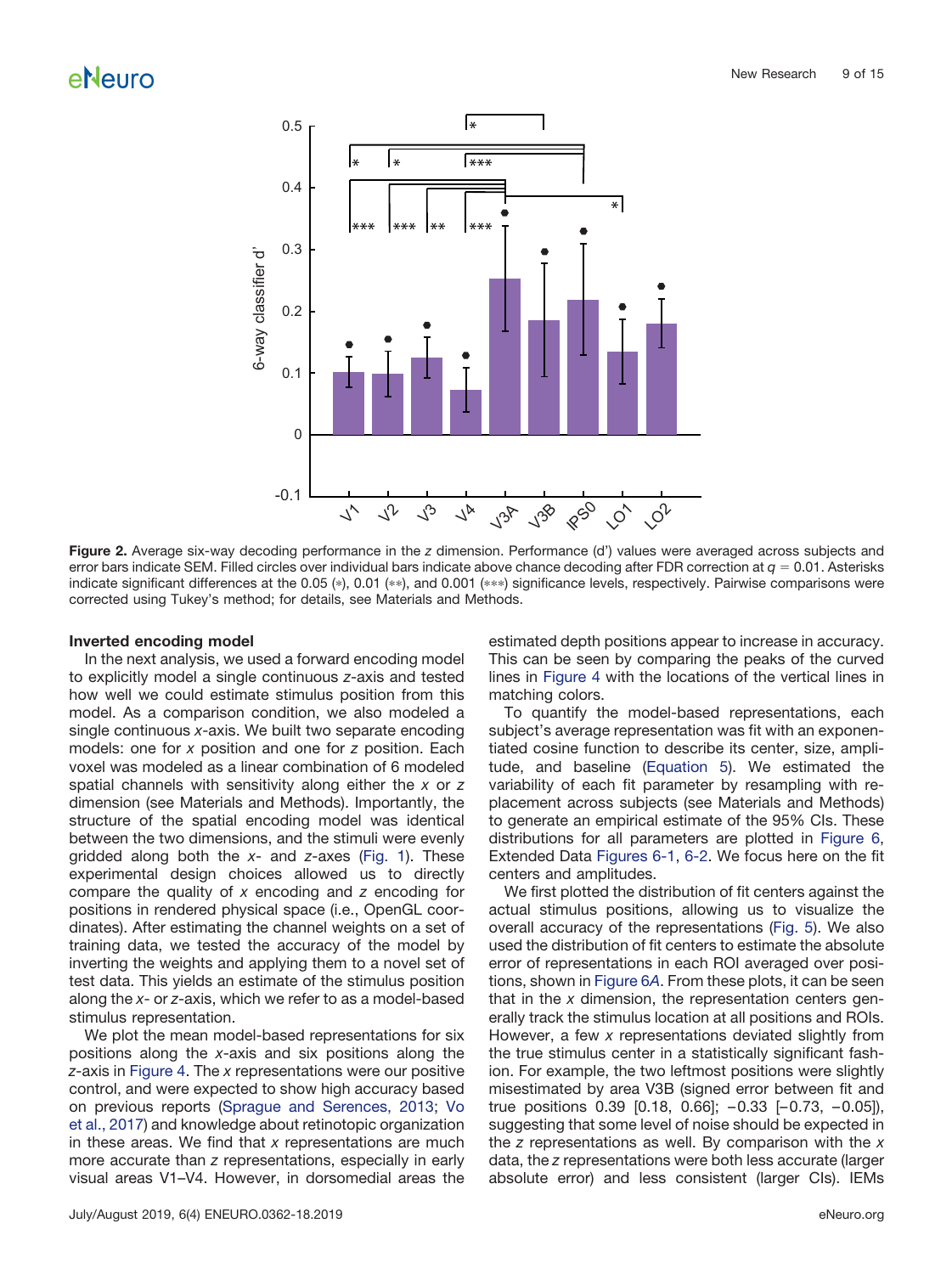**Figure 2.** Average six-way decoding performance in the *z* dimension. Performance (d') values were averaged across subjects and error bars indicate SEM. Filled circles over individual bars indicate above chance decoding after FDR correction at $q = 0.01$. Asterisks indicate significant differences at the 0.05 (*), 0.01 (**), and 0.001 (***) significance levels, respectively. Pairwise comparisons were corrected using Tukey's method; for details, see Materials and Methods.

### Inverted encoding model

In the next analysis, we used a forward encoding model to explicitly model a single continuous *z*-axis and tested how well we could estimate stimulus position from this model. As a comparison condition, we also modeled a single continuous *x*-axis. We built two separate encoding models: one for *x* position and one for *z* position. Each voxel was modeled as a linear combination of 6 modeled spatial channels with sensitivity along either the *x* or *z* dimension (see Materials and Methods). Importantly, the structure of the spatial encoding model was identical between the two dimensions, and the stimuli were evenly gridded along both the *x*- and *z*-axes (Fig. 1). These experimental design choices allowed us to directly compare the quality of *x* encoding and *z* encoding for positions in rendered physical space (i.e., OpenGL coordinates). After estimating the channel weights on a set of training data, we tested the accuracy of the model by inverting the weights and applying them to a novel set of test data. This yields an estimate of the stimulus position along the *x*- or *z*-axis, which we refer to as a model-based stimulus representation.

We plot the mean model-based representations for six positions along the *x*-axis and six positions along the *z*-axis in Figure 4. The *x* representations were our positive control, and were expected to show high accuracy based on previous reports (Sprague and Serences, 2013; Vo et al., 2017) and knowledge about retinotopic organization in these areas. We find that *x* representations are much more accurate than *z* representations, especially in early visual areas V1–V4. However, in dorsomedial areas the estimated depth positions appear to increase in accuracy. This can be seen by comparing the peaks of the curved lines in Figure 4 with the locations of the vertical lines in matching colors.

To quantify the model-based representations, each subject's average representation was fit with an exponentiated cosine function to describe its center, size, amplitude, and baseline (Equation 5). We estimated the variability of each fit parameter by resampling with replacement across subjects (see Materials and Methods) to generate an empirical estimate of the 95% CIs. These distributions for all parameters are plotted in Figure 6, Extended Data Figures 6-1, 6-2. We focus here on the fit centers and amplitudes.

We first plotted the distribution of fit centers against the actual stimulus positions, allowing us to visualize the overall accuracy of the representations (Fig. 5). We also used the distribution of fit centers to estimate the absolute error of representations in each ROI averaged over positions, shown in Figure 6*A*. From these plots, it can be seen that in the *x* dimension, the representation centers generally track the stimulus location at all positions and ROIs. However, a few *x* representations deviated slightly from the true stimulus center in a statistically significant fashion. For example, the two leftmost positions were slightly misestimated by area V3B (signed error between fit and true positions 0.39 [0.18, 0.66]; −0.33 [−0.73, −0.05]), suggesting that some level of noise should be expected in the *z* representations as well. By comparison with the *x* data, the *z* representations were both less accurate (larger absolute error) and less consistent (larger CIs). IEMs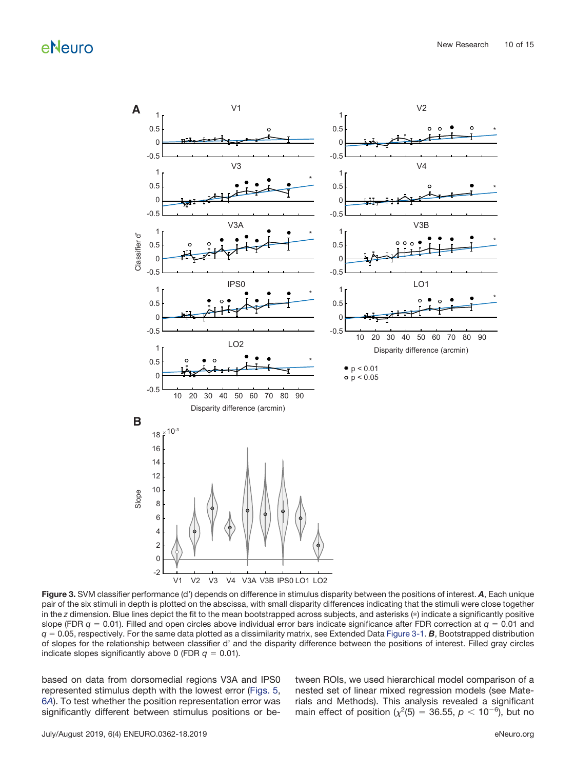**Figure 3.** SVM classifier performance (d′) depends on difference in stimulus disparity between the positions of interest. ***A***, Each unique pair of the six stimuli in depth is plotted on the abscissa, with small disparity differences indicating that the stimuli were close together in the *z* dimension. Blue lines depict the fit to the mean bootstrapped across subjects, and asterisks (*) indicate a significantly positive slope (FDR $q = 0.01$). Filled and open circles above individual error bars indicate significance after FDR correction at $q = 0.01$ and $q = 0.05$, respectively. For the same data plotted as a dissimilarity matrix, see Extended Data Figure 3-1. ***B***, Bootstrapped distribution of slopes for the relationship between classifier d′ and the disparity difference between the positions of interest. Filled gray circles indicate slopes significantly above 0 (FDR $q = 0.01$).

based on data from dorsomedial regions V3A and IPS0 represented stimulus depth with the lowest error (Figs. 5, 6A). To test whether the position representation error was significantly different between stimulus positions or between ROIs, we used hierarchical model comparison of a nested set of linear mixed regression models (see Materials and Methods). This analysis revealed a significant main effect of position ($\chi^2(5) = 36.55$, $p < 10^{-6}$), but no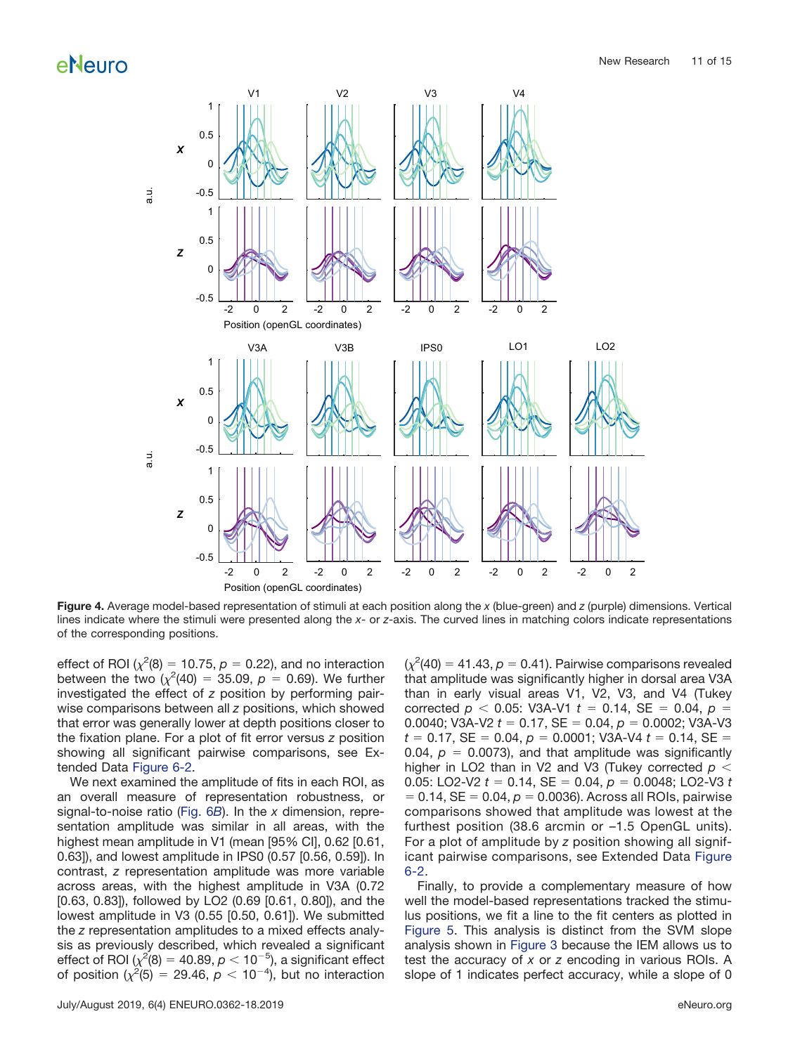**Figure 4.** Average model-based representation of stimuli at each position along the *x* (blue-green) and *z* (purple) dimensions. Vertical lines indicate where the stimuli were presented along the *x*- or *z*-axis. The curved lines in matching colors indicate representations of the corresponding positions.

effect of ROI ($\chi^2(8) = 10.75$, $p = 0.22$), and no interaction between the two ($\chi^2(40) = 35.09$, $p = 0.69$). We further investigated the effect of *z* position by performing pairwise comparisons between all *z* positions, which showed that error was generally lower at depth positions closer to the fixation plane. For a plot of fit error versus *z* position showing all significant pairwise comparisons, see Extended Data Figure 6-2.

We next examined the amplitude of fits in each ROI, as an overall measure of representation robustness, or signal-to-noise ratio (Fig. 6*B*). In the *x* dimension, representation amplitude was similar in all areas, with the highest mean amplitude in V1 (mean [95% CI], 0.62 [0.61, 0.63]), and lowest amplitude in IPS0 (0.57 [0.56, 0.59]). In contrast, *z* representation amplitude was more variable across areas, with the highest amplitude in V3A (0.72 [0.63, 0.83]), followed by LO2 (0.69 [0.61, 0.80]), and the lowest amplitude in V3 (0.55 [0.50, 0.61]). We submitted the *z* representation amplitudes to a mixed effects analysis as previously described, which revealed a significant effect of ROI ($\chi^2(8) = 40.89$, $p < 10^{-5}$), a significant effect of position ($\chi^2(5) = 29.46$, $p < 10^{-4}$), but no interaction ($\chi^2(40) = 41.43$, $p = 0.41$). Pairwise comparisons revealed that amplitude was significantly higher in dorsal area V3A than in early visual areas V1, V2, V3, and V4 (Tukey corrected $p < 0.05$: V3A-V1 $t = 0.14$, SE $= 0.04$, $p = 0.0040$; V3A-V2 $t = 0.17$, SE $= 0.04$, $p = 0.0002$; V3A-V3 $t = 0.17$, SE $= 0.04$, $p = 0.0001$; V3A-V4 $t = 0.14$, SE $= 0.04$, $p = 0.0073$), and that amplitude was significantly higher in LO2 than in V2 and V3 (Tukey corrected $p < 0.05$: LO2-V2 $t = 0.14$, SE $= 0.04$, $p = 0.0048$; LO2-V3 $t = 0.14$, SE $= 0.04$, $p = 0.0036$). Across all ROIs, pairwise comparisons showed that amplitude was lowest at the furthest position (38.6 arcmin or −1.5 OpenGL units). For a plot of amplitude by *z* position showing all significant pairwise comparisons, see Extended Data Figure 6-2.

Finally, to provide a complementary measure of how well the model-based representations tracked the stimulus positions, we fit a line to the fit centers as plotted in Figure 5. This analysis is distinct from the SVM slope analysis shown in Figure 3 because the IEM allows us to test the accuracy of *x* or *z* encoding in various ROIs. A slope of 1 indicates perfect accuracy, while a slope of 0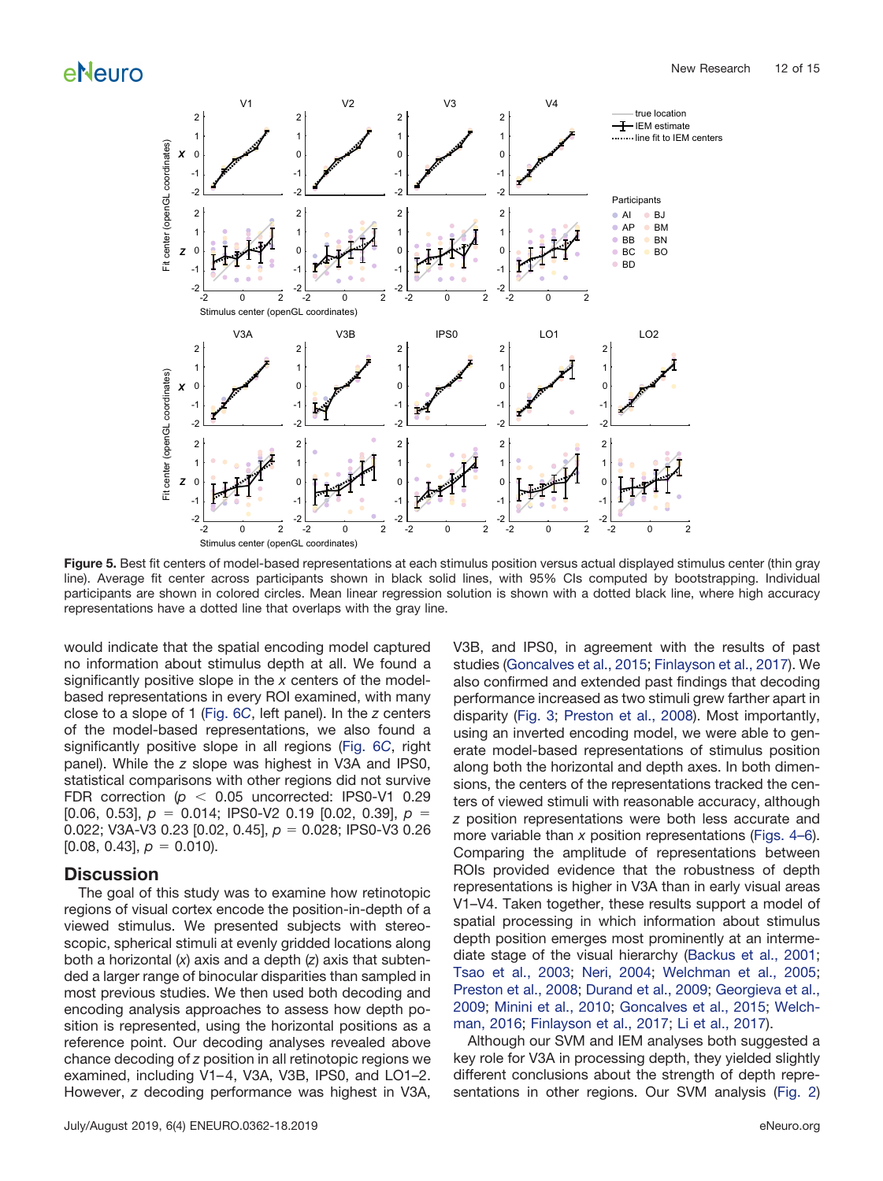**Figure 5.** Best fit centers of model-based representations at each stimulus position versus actual displayed stimulus center (thin gray line). Average fit center across participants shown in black solid lines, with 95% CIs computed by bootstrapping. Individual participants are shown in colored circles. Mean linear regression solution is shown with a dotted black line, where high accuracy representations have a dotted line that overlaps with the gray line.

would indicate that the spatial encoding model captured no information about stimulus depth at all. We found a significantly positive slope in the *x* centers of the model-based representations in every ROI examined, with many close to a slope of 1 (Fig. 6C, left panel). In the *z* centers of the model-based representations, we also found a significantly positive slope in all regions (Fig. 6C, right panel). While the *z* slope was highest in V3A and IPS0, statistical comparisons with other regions did not survive FDR correction ($p < 0.05$ uncorrected: IPS0-V1 0.29 [0.06, 0.53], $p = 0.014$; IPS0-V2 0.19 [0.02, 0.39], $p = 0.022$; V3A-V3 0.23 [0.02, 0.45], $p = 0.028$; IPS0-V3 0.26 [0.08, 0.43], $p = 0.010$).

## Discussion

The goal of this study was to examine how retinotopic regions of visual cortex encode the position-in-depth of a viewed stimulus. We presented subjects with stereoscopic, spherical stimuli at evenly gridded locations along both a horizontal (*x*) axis and a depth (*z*) axis that subtended a larger range of binocular disparities than sampled in most previous studies. We then used both decoding and encoding analysis approaches to assess how depth position is represented, using the horizontal positions as a reference point. Our decoding analyses revealed above chance decoding of *z* position in all retinotopic regions we examined, including V1–4, V3A, V3B, IPS0, and LO1–2. However, *z* decoding performance was highest in V3A, V3B, and IPS0, in agreement with the results of past studies (Goncalves et al., 2015; Finlayson et al., 2017). We also confirmed and extended past findings that decoding performance increased as two stimuli grew farther apart in disparity (Fig. 3; Preston et al., 2008). Most importantly, using an inverted encoding model, we were able to generate model-based representations of stimulus position along both the horizontal and depth axes. In both dimensions, the centers of the representations tracked the centers of viewed stimuli with reasonable accuracy, although *z* position representations were both less accurate and more variable than *x* position representations (Figs. 4–6). Comparing the amplitude of representations between ROIs provided evidence that the robustness of depth representations is higher in V3A than in early visual areas V1–V4. Taken together, these results support a model of spatial processing in which information about stimulus depth position emerges most prominently at an intermediate stage of the visual hierarchy (Backus et al., 2001; Tsao et al., 2003; Neri, 2004; Welchman et al., 2005; Preston et al., 2008; Durand et al., 2009; Georgieva et al., 2009; Minini et al., 2010; Goncalves et al., 2015; Welchman, 2016; Finlayson et al., 2017; Li et al., 2017).

Although our SVM and IEM analyses both suggested a key role for V3A in processing depth, they yielded slightly different conclusions about the strength of depth representations in other regions. Our SVM analysis (Fig. 2)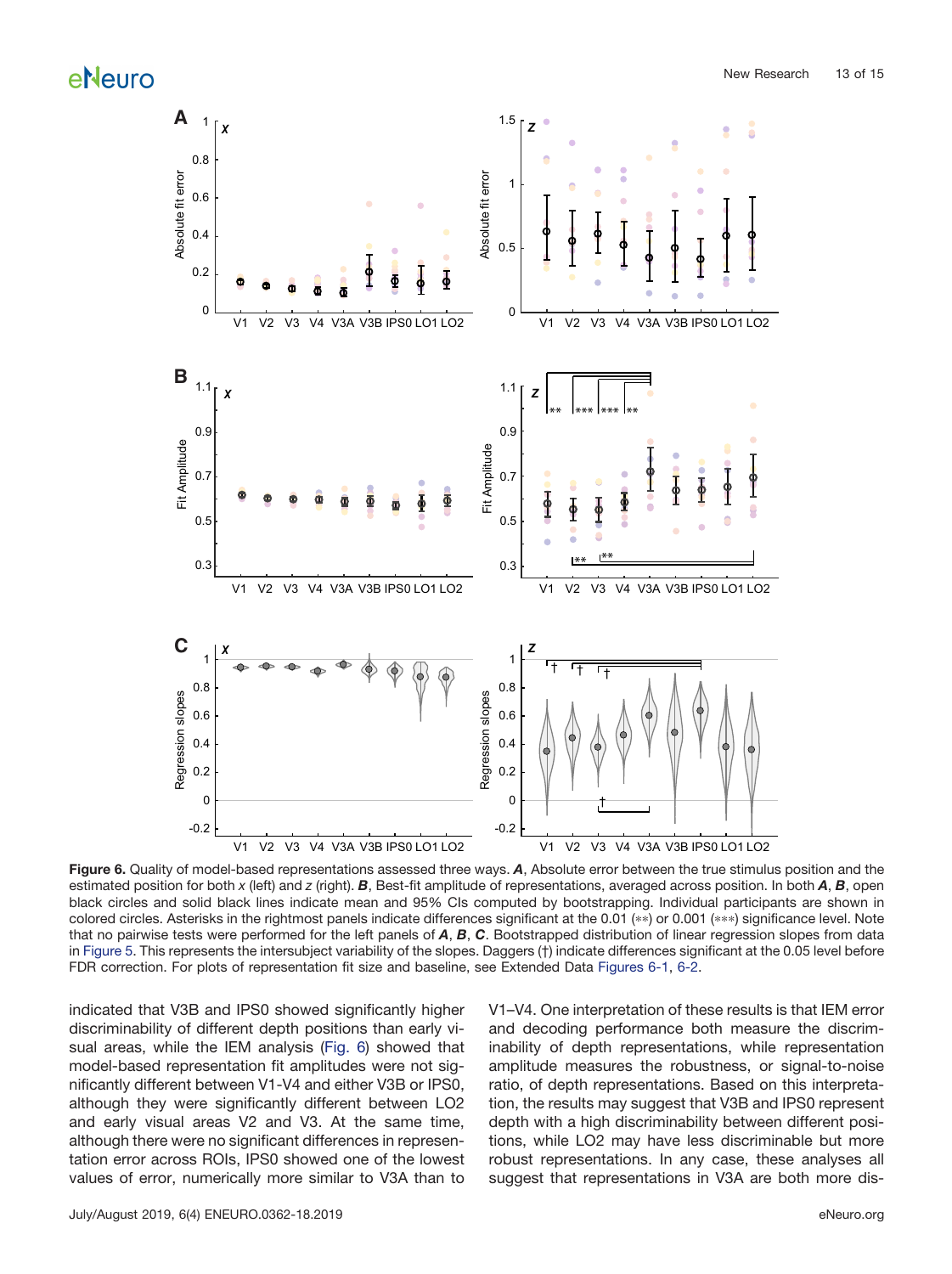**Figure 6.** Quality of model-based representations assessed three ways. ***A***, Absolute error between the true stimulus position and the estimated position for both *x* (left) and *z* (right). ***B***, Best-fit amplitude of representations, averaged across position. In both ***A***, ***B***, open black circles and solid black lines indicate mean and 95% CIs computed by bootstrapping. Individual participants are shown in colored circles. Asterisks in the rightmost panels indicate differences significant at the 0.01 (**) or 0.001 (***) significance level. Note that no pairwise tests were performed for the left panels of ***A***, ***B***, ***C***. Bootstrapped distribution of linear regression slopes from data in Figure 5. This represents the intersubject variability of the slopes. Daggers (†) indicate differences significant at the 0.05 level before FDR correction. For plots of representation fit size and baseline, see Extended Data Figures 6-1, 6-2.

indicated that V3B and IPS0 showed significantly higher discriminability of different depth positions than early visual areas, while the IEM analysis (Fig. 6) showed that model-based representation fit amplitudes were not significantly different between V1-V4 and either V3B or IPS0, although they were significantly different between LO2 and early visual areas V2 and V3. At the same time, although there were no significant differences in representation error across ROIs, IPS0 showed one of the lowest values of error, numerically more similar to V3A than to V1–V4. One interpretation of these results is that IEM error and decoding performance both measure the discriminability of depth representations, while representation amplitude measures the robustness, or signal-to-noise ratio, of depth representations. Based on this interpretation, the results may suggest that V3B and IPS0 represent depth with a high discriminability between different positions, while LO2 may have less discriminable but more robust representations. In any case, these analyses all suggest that representations in V3A are both more dis-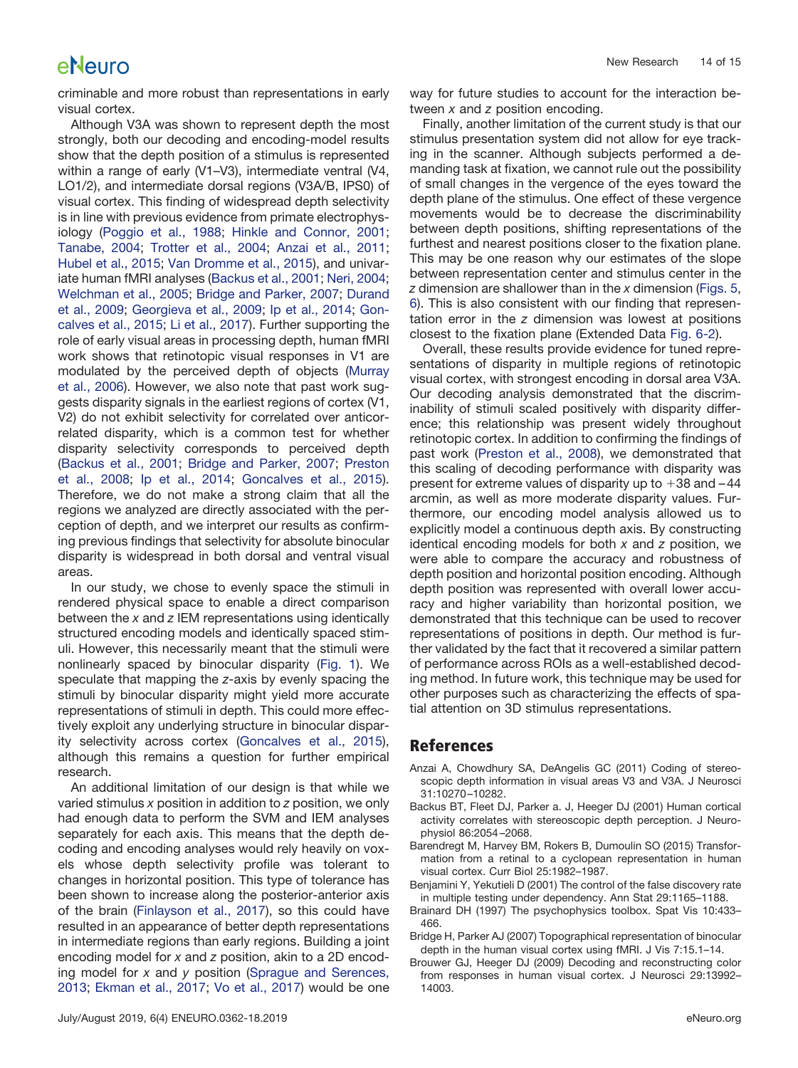criminable and more robust than representations in early visual cortex.

Although V3A was shown to represent depth the most strongly, both our decoding and encoding-model results show that the depth position of a stimulus is represented within a range of early (V1–V3), intermediate ventral (V4, LO1/2), and intermediate dorsal regions (V3A/B, IPS0) of visual cortex. This finding of widespread depth selectivity is in line with previous evidence from primate electrophysiology (Poggio et al., 1988; Hinkle and Connor, 2001; Tanabe, 2004; Trotter et al., 2004; Anzai et al., 2011; Hubel et al., 2015; Van Dromme et al., 2015), and univariate human fMRI analyses (Backus et al., 2001; Neri, 2004; Welchman et al., 2005; Bridge and Parker, 2007; Durand et al., 2009; Georgieva et al., 2009; Ip et al., 2014; Goncalves et al., 2015; Li et al., 2017). Further supporting the role of early visual areas in processing depth, human fMRI work shows that retinotopic visual responses in V1 are modulated by the perceived depth of objects (Murray et al., 2006). However, we also note that past work suggests disparity signals in the earliest regions of cortex (V1, V2) do not exhibit selectivity for correlated over anticorrelated disparity, which is a common test for whether disparity selectivity corresponds to perceived depth (Backus et al., 2001; Bridge and Parker, 2007; Preston et al., 2008; Ip et al., 2014; Goncalves et al., 2015). Therefore, we do not make a strong claim that all the regions we analyzed are directly associated with the perception of depth, and we interpret our results as confirming previous findings that selectivity for absolute binocular disparity is widespread in both dorsal and ventral visual areas.

In our study, we chose to evenly space the stimuli in rendered physical space to enable a direct comparison between the *x* and *z* IEM representations using identically structured encoding models and identically spaced stimuli. However, this necessarily meant that the stimuli were nonlinearly spaced by binocular disparity (Fig. 1). We speculate that mapping the *z*-axis by evenly spacing the stimuli by binocular disparity might yield more accurate representations of stimuli in depth. This could more effectively exploit any underlying structure in binocular disparity selectivity across cortex (Goncalves et al., 2015), although this remains a question for further empirical research.

An additional limitation of our design is that while we varied stimulus *x* position in addition to *z* position, we only had enough data to perform the SVM and IEM analyses separately for each axis. This means that the depth decoding and encoding analyses would rely heavily on voxels whose depth selectivity profile was tolerant to changes in horizontal position. This type of tolerance has been shown to increase along the posterior-anterior axis of the brain (Finlayson et al., 2017), so this could have resulted in an appearance of better depth representations in intermediate regions than early regions. Building a joint encoding model for *x* and *z* position, akin to a 2D encoding model for *x* and *y* position (Sprague and Serences, 2013; Ekman et al., 2017; Vo et al., 2017) would be one way for future studies to account for the interaction between *x* and *z* position encoding.

Finally, another limitation of the current study is that our stimulus presentation system did not allow for eye tracking in the scanner. Although subjects performed a demanding task at fixation, we cannot rule out the possibility of small changes in the vergence of the eyes toward the depth plane of the stimulus. One effect of these vergence movements would be to decrease the discriminability between depth positions, shifting representations of the furthest and nearest positions closer to the fixation plane. This may be one reason why our estimates of the slope between representation center and stimulus center in the *z* dimension are shallower than in the *x* dimension (Figs. 5, 6). This is also consistent with our finding that representation error in the *z* dimension was lowest at positions closest to the fixation plane (Extended Data Fig. 6-2).

Overall, these results provide evidence for tuned representations of disparity in multiple regions of retinotopic visual cortex, with strongest encoding in dorsal area V3A. Our decoding analysis demonstrated that the discriminability of stimuli scaled positively with disparity difference; this relationship was present widely throughout retinotopic cortex. In addition to confirming the findings of past work (Preston et al., 2008), we demonstrated that this scaling of decoding performance with disparity was present for extreme values of disparity up to +38 and −44 arcmin, as well as more moderate disparity values. Furthermore, our encoding model analysis allowed us to explicitly model a continuous depth axis. By constructing identical encoding models for both *x* and *z* position, we were able to compare the accuracy and robustness of depth position and horizontal position encoding. Although depth position was represented with overall lower accuracy and higher variability than horizontal position, we demonstrated that this technique can be used to recover representations of positions in depth. Our method is further validated by the fact that it recovered a similar pattern of performance across ROIs as a well-established decoding method. In future work, this technique may be used for other purposes such as characterizing the effects of spatial attention on 3D stimulus representations.

## References

Anzai A, Chowdhury SA, DeAngelis GC (2011) Coding of stereoscopic depth information in visual areas V3 and V3A. J Neurosci 31:10270–10282.

Backus BT, Fleet DJ, Parker a. J, Heeger DJ (2001) Human cortical activity correlates with stereoscopic depth perception. J Neurophysiol 86:2054–2068.

Barendregt M, Harvey BM, Rokers B, Dumoulin SO (2015) Transformation from a retinal to a cyclopean representation in human visual cortex. Curr Biol 25:1982–1987.

Benjamini Y, Yekutieli D (2001) The control of the false discovery rate in multiple testing under dependency. Ann Stat 29:1165–1188.

Brainard DH (1997) The psychophysics toolbox. Spat Vis 10:433–466.

Bridge H, Parker AJ (2007) Topographical representation of binocular depth in the human visual cortex using fMRI. J Vis 7:15.1–14.

Brouwer GJ, Heeger DJ (2009) Decoding and reconstructing color from responses in human visual cortex. J Neurosci 29:13992–14003.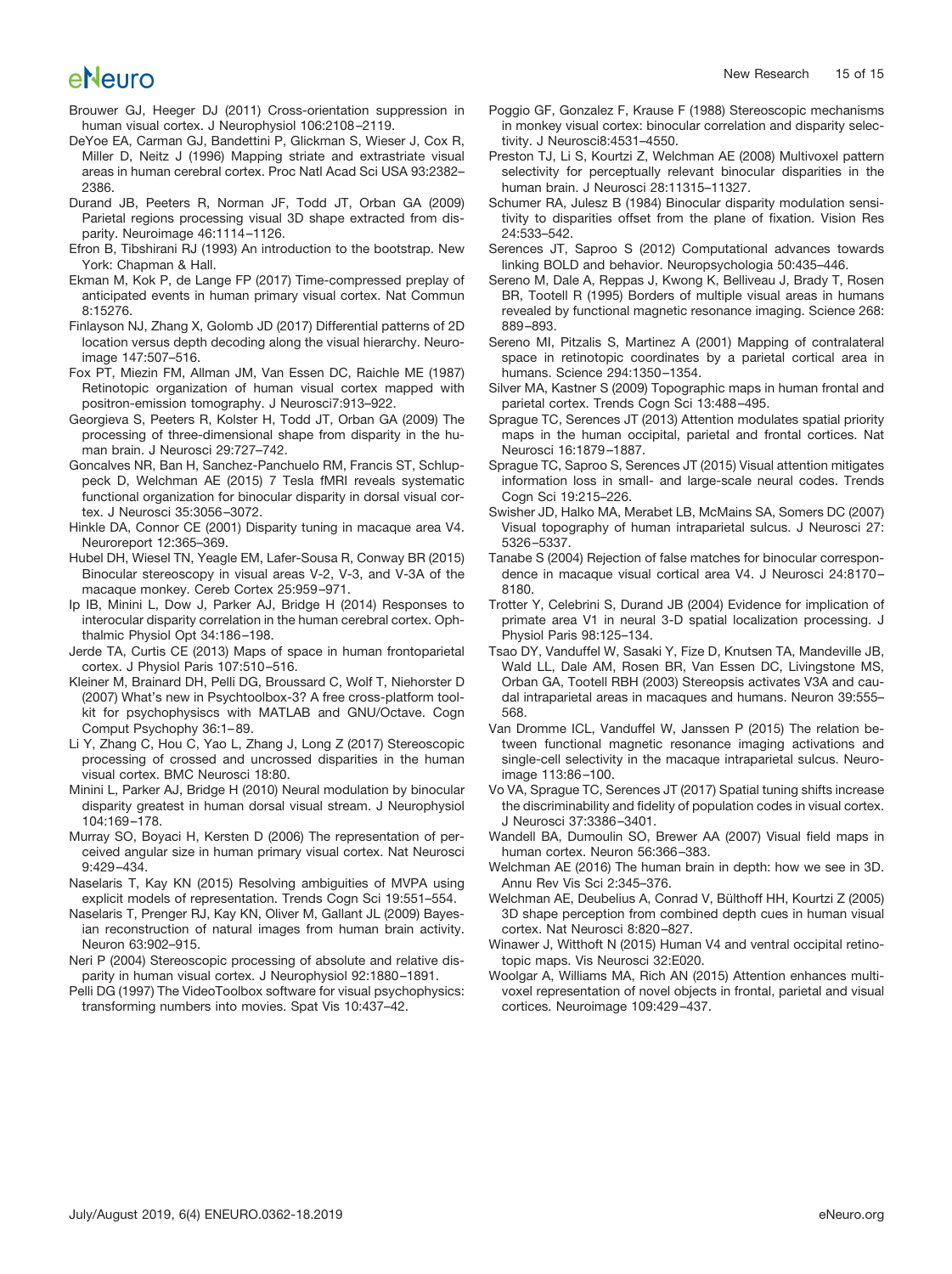Brouwer GJ, Heeger DJ (2011) Cross-orientation suppression in human visual cortex. J Neurophysiol 106:2108–2119.

DeYoe EA, Carman GJ, Bandettini P, Glickman S, Wieser J, Cox R, Miller D, Neitz J (1996) Mapping striate and extrastriate visual areas in human cerebral cortex. Proc Natl Acad Sci USA 93:2382–2386.

Durand JB, Peeters R, Norman JF, Todd JT, Orban GA (2009) Parietal regions processing visual 3D shape extracted from disparity. Neuroimage 46:1114–1126.

Efron B, Tibshirani RJ (1993) An introduction to the bootstrap. New York: Chapman & Hall.

Ekman M, Kok P, de Lange FP (2017) Time-compressed preplay of anticipated events in human primary visual cortex. Nat Commun 8:15276.

Finlayson NJ, Zhang X, Golomb JD (2017) Differential patterns of 2D location versus depth decoding along the visual hierarchy. Neuroimage 147:507–516.

Fox PT, Miezin FM, Allman JM, Van Essen DC, Raichle ME (1987) Retinotopic organization of human visual cortex mapped with positron-emission tomography. J Neurosci7:913–922.

Georgieva S, Peeters R, Kolster H, Todd JT, Orban GA (2009) The processing of three-dimensional shape from disparity in the human brain. J Neurosci 29:727–742.

Goncalves NR, Ban H, Sanchez-Panchuelo RM, Francis ST, Schluppeck D, Welchman AE (2015) 7 Tesla fMRI reveals systematic functional organization for binocular disparity in dorsal visual cortex. J Neurosci 35:3056–3072.

Hinkle DA, Connor CE (2001) Disparity tuning in macaque area V4. Neuroreport 12:365–369.

Hubel DH, Wiesel TN, Yeagle EM, Lafer-Sousa R, Conway BR (2015) Binocular stereoscopy in visual areas V-2, V-3, and V-3A of the macaque monkey. Cereb Cortex 25:959–971.

Ip IB, Minini L, Dow J, Parker AJ, Bridge H (2014) Responses to interocular disparity correlation in the human cerebral cortex. Ophthalmic Physiol Opt 34:186–198.

Jerde TA, Curtis CE (2013) Maps of space in human frontoparietal cortex. J Physiol Paris 107:510–516.

Kleiner M, Brainard DH, Pelli DG, Broussard C, Wolf T, Niehorster D (2007) What's new in Psychtoolbox-3? A free cross-platform toolkit for psychophysiscs with MATLAB and GNU/Octave. Cogn Comput Psychophy 36:1–89.

Li Y, Zhang C, Hou C, Yao L, Zhang J, Long Z (2017) Stereoscopic processing of crossed and uncrossed disparities in the human visual cortex. BMC Neurosci 18:80.

Minini L, Parker AJ, Bridge H (2010) Neural modulation by binocular disparity greatest in human dorsal visual stream. J Neurophysiol 104:169–178.

Murray SO, Boyaci H, Kersten D (2006) The representation of perceived angular size in human primary visual cortex. Nat Neurosci 9:429–434.

Naselaris T, Kay KN (2015) Resolving ambiguities of MVPA using explicit models of representation. Trends Cogn Sci 19:551–554.

Naselaris T, Prenger RJ, Kay KN, Oliver M, Gallant JL (2009) Bayesian reconstruction of natural images from human brain activity. Neuron 63:902–915.

Neri P (2004) Stereoscopic processing of absolute and relative disparity in human visual cortex. J Neurophysiol 92:1880–1891.

Pelli DG (1997) The VideoToolbox software for visual psychophysics: transforming numbers into movies. Spat Vis 10:437–42.

Poggio GF, Gonzalez F, Krause F (1988) Stereoscopic mechanisms in monkey visual cortex: binocular correlation and disparity selectivity. J Neurosci8:4531–4550.

Preston TJ, Li S, Kourtzi Z, Welchman AE (2008) Multivoxel pattern selectivity for perceptually relevant binocular disparities in the human brain. J Neurosci 28:11315–11327.

Schumer RA, Julesz B (1984) Binocular disparity modulation sensitivity to disparities offset from the plane of fixation. Vision Res 24:533–542.

Serences JT, Saproo S (2012) Computational advances towards linking BOLD and behavior. Neuropsychologia 50:435–446.

Sereno M, Dale A, Reppas J, Kwong K, Belliveau J, Brady T, Rosen BR, Tootell R (1995) Borders of multiple visual areas in humans revealed by functional magnetic resonance imaging. Science 268:889–893.

Sereno MI, Pitzalis S, Martinez A (2001) Mapping of contralateral space in retinotopic coordinates by a parietal cortical area in humans. Science 294:1350–1354.

Silver MA, Kastner S (2009) Topographic maps in human frontal and parietal cortex. Trends Cogn Sci 13:488–495.

Sprague TC, Serences JT (2013) Attention modulates spatial priority maps in the human occipital, parietal and frontal cortices. Nat Neurosci 16:1879–1887.

Sprague TC, Saproo S, Serences JT (2015) Visual attention mitigates information loss in small- and large-scale neural codes. Trends Cogn Sci 19:215–226.

Swisher JD, Halko MA, Merabet LB, McMains SA, Somers DC (2007) Visual topography of human intraparietal sulcus. J Neurosci 27:5326–5337.

Tanabe S (2004) Rejection of false matches for binocular correspondence in macaque visual cortical area V4. J Neurosci 24:8170–8180.

Trotter Y, Celebrini S, Durand JB (2004) Evidence for implication of primate area V1 in neural 3-D spatial localization processing. J Physiol Paris 98:125–134.

Tsao DY, Vanduffel W, Sasaki Y, Fize D, Knutsen TA, Mandeville JB, Wald LL, Dale AM, Rosen BR, Van Essen DC, Livingstone MS, Orban GA, Tootell RBH (2003) Stereopsis activates V3A and caudal intraparietal areas in macaques and humans. Neuron 39:555–568.

Van Dromme ICL, Vanduffel W, Janssen P (2015) The relation between functional magnetic resonance imaging activations and single-cell selectivity in the macaque intraparietal sulcus. Neuroimage 113:86–100.

Vo VA, Sprague TC, Serences JT (2017) Spatial tuning shifts increase the discriminability and fidelity of population codes in visual cortex. J Neurosci 37:3386–3401.

Wandell BA, Dumoulin SO, Brewer AA (2007) Visual field maps in human cortex. Neuron 56:366–383.

Welchman AE (2016) The human brain in depth: how we see in 3D. Annu Rev Vis Sci 2:345–376.

Welchman AE, Deubelius A, Conrad V, Bülthoff HH, Kourtzi Z (2005) 3D shape perception from combined depth cues in human visual cortex. Nat Neurosci 8:820–827.

Winawer J, Witthoft N (2015) Human V4 and ventral occipital retinotopic maps. Vis Neurosci 32:E020.

Woolgar A, Williams MA, Rich AN (2015) Attention enhances multivoxel representation of novel objects in frontal, parietal and visual cortices. Neuroimage 109:429–437.